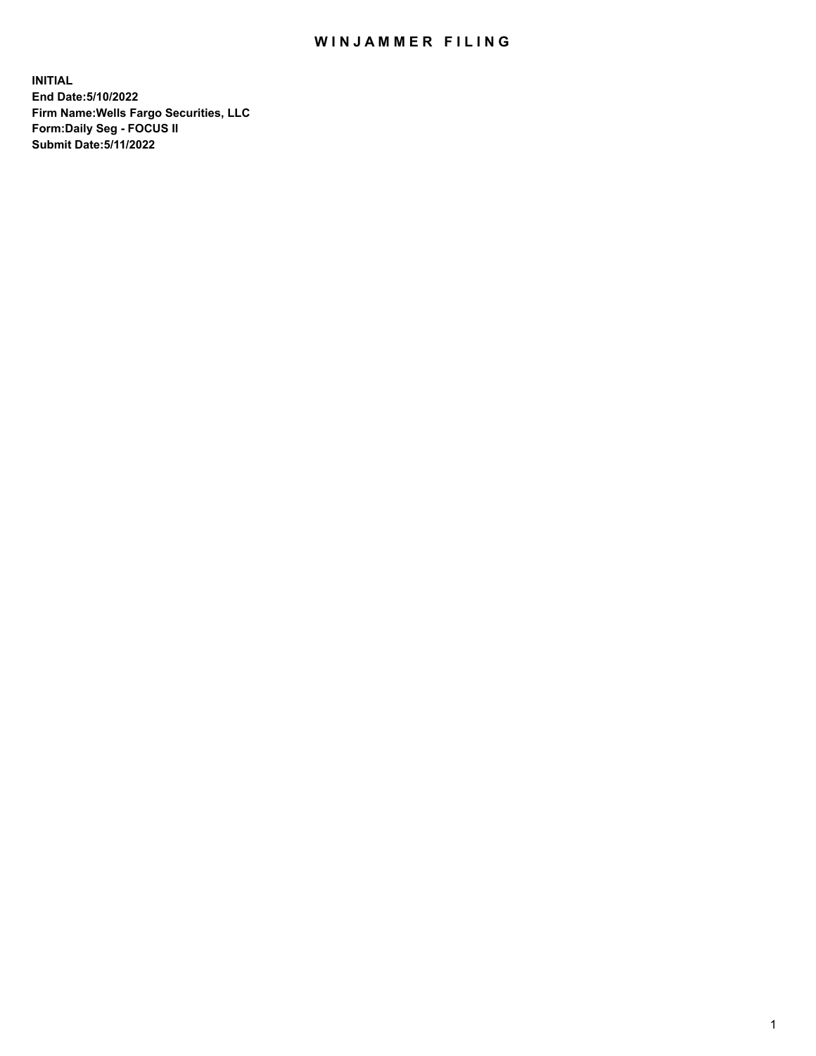# WINJAMMER FILING

**INITIAL**
**End Date:5/10/2022**
**Firm Name:Wells Fargo Securities, LLC**
**Form:Daily Seg - FOCUS II**
**Submit Date:5/11/2022**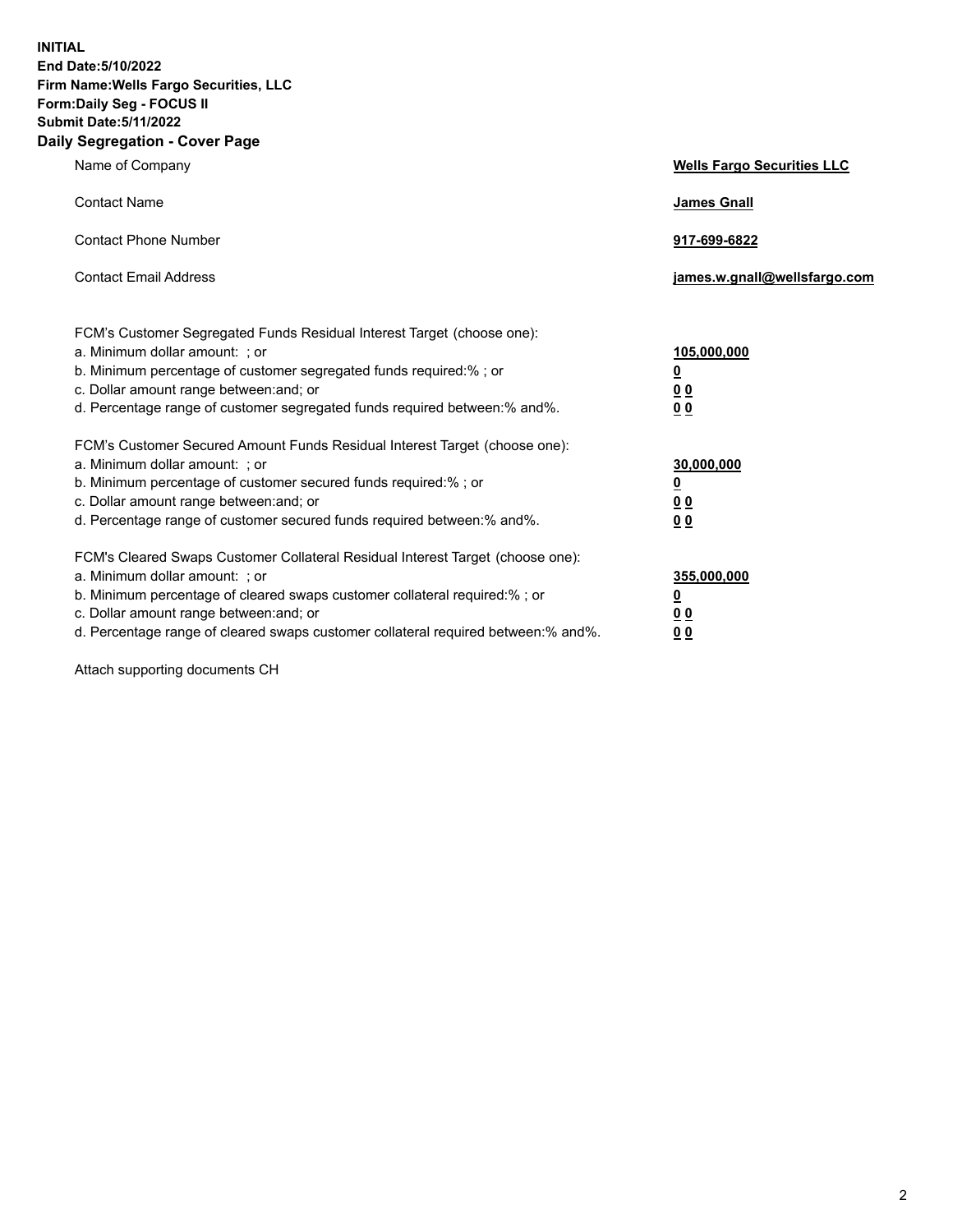**INITIAL**
**End Date:5/10/2022**
**Firm Name:Wells Fargo Securities, LLC**
**Form:Daily Seg - FOCUS II**
**Submit Date:5/11/2022**

## Daily Segregation - Cover Page

| | |
|---|---|
| Name of Company | **Wells Fargo Securities LLC** |
| Contact Name | **James Gnall** |
| Contact Phone Number | **917-699-6822** |
| Contact Email Address | **james.w.gnall@wellsfargo.com** |

| | |
|---|---|
| FCM's Customer Segregated Funds Residual Interest Target (choose one): | |
| a. Minimum dollar amount: ; or | **105,000,000** |
| b. Minimum percentage of customer segregated funds required:% ; or | **0** |
| c. Dollar amount range between:and; or | **0 0** |
| d. Percentage range of customer segregated funds required between:% and%. | **0 0** |
| FCM's Customer Secured Amount Funds Residual Interest Target (choose one): | |
| a. Minimum dollar amount: ; or | **30,000,000** |
| b. Minimum percentage of customer secured funds required:% ; or | **0** |
| c. Dollar amount range between:and; or | **0 0** |
| d. Percentage range of customer secured funds required between:% and%. | **0 0** |
| FCM's Cleared Swaps Customer Collateral Residual Interest Target (choose one): | |
| a. Minimum dollar amount: ; or | **355,000,000** |
| b. Minimum percentage of cleared swaps customer collateral required:% ; or | **0** |
| c. Dollar amount range between:and; or | **0 0** |
| d. Percentage range of cleared swaps customer collateral required between:% and%. | **0 0** |

Attach supporting documents CH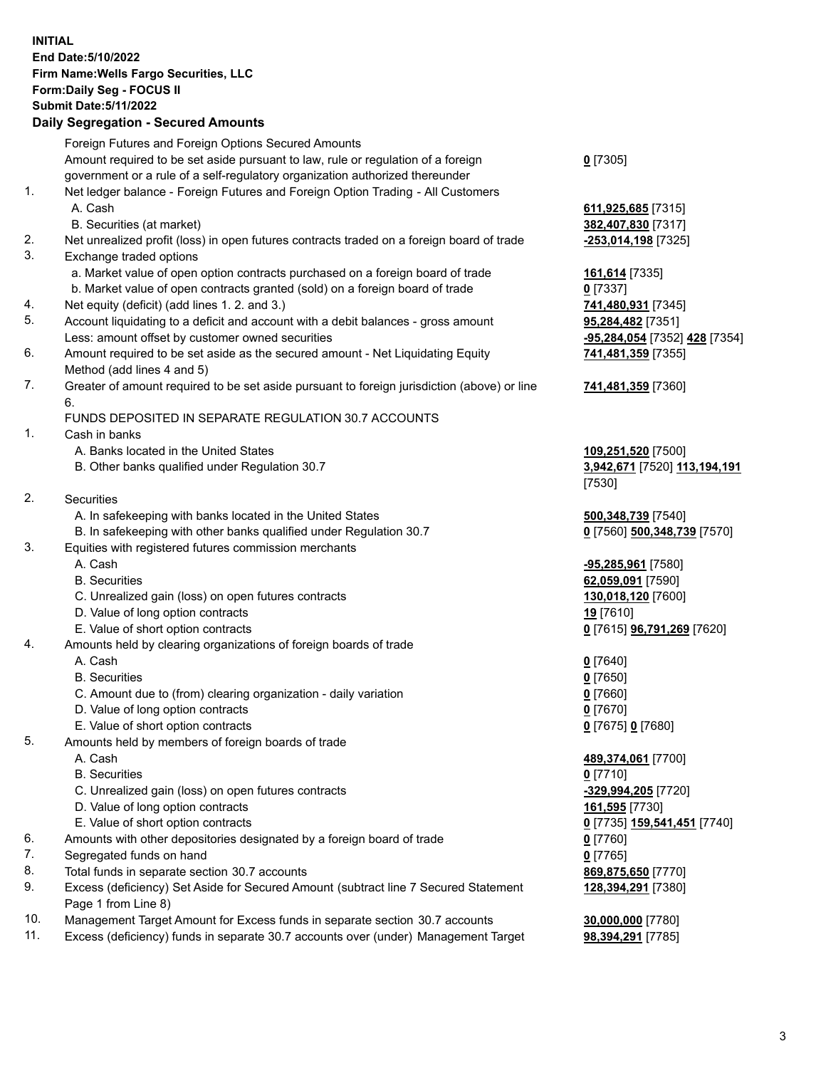**INITIAL**
**End Date:5/10/2022**
**Firm Name:Wells Fargo Securities, LLC**
**Form:Daily Seg - FOCUS II**
**Submit Date:5/11/2022**

## Daily Segregation - Secured Amounts

| | | |
|---|---|---|
| | Foreign Futures and Foreign Options Secured Amounts | |
| | Amount required to be set aside pursuant to law, rule or regulation of a foreign government or a rule of a self-regulatory organization authorized thereunder | **0** [7305] |
| 1. | Net ledger balance - Foreign Futures and Foreign Option Trading - All Customers | |
| | A. Cash | **611,925,685** [7315] |
| | B. Securities (at market) | **382,407,830** [7317] |
| 2. | Net unrealized profit (loss) in open futures contracts traded on a foreign board of trade | **-253,014,198** [7325] |
| 3. | Exchange traded options | |
| | a. Market value of open option contracts purchased on a foreign board of trade | **161,614** [7335] |
| | b. Market value of open contracts granted (sold) on a foreign board of trade | **0** [7337] |
| 4. | Net equity (deficit) (add lines 1. 2. and 3.) | **741,480,931** [7345] |
| 5. | Account liquidating to a deficit and account with a debit balances - gross amount | **95,284,482** [7351] |
| | Less: amount offset by customer owned securities | **-95,284,054** [7352] **428** [7354] |
| 6. | Amount required to be set aside as the secured amount - Net Liquidating Equity Method (add lines 4 and 5) | **741,481,359** [7355] |
| 7. | Greater of amount required to be set aside pursuant to foreign jurisdiction (above) or line 6. | **741,481,359** [7360] |
| | FUNDS DEPOSITED IN SEPARATE REGULATION 30.7 ACCOUNTS | |
| 1. | Cash in banks | |
| | A. Banks located in the United States | **109,251,520** [7500] |
| | B. Other banks qualified under Regulation 30.7 | **3,942,671** [7520] **113,194,191** [7530] |
| 2. | Securities | |
| | A. In safekeeping with banks located in the United States | **500,348,739** [7540] |
| | B. In safekeeping with other banks qualified under Regulation 30.7 | **0** [7560] **500,348,739** [7570] |
| 3. | Equities with registered futures commission merchants | |
| | A. Cash | **-95,285,961** [7580] |
| | B. Securities | **62,059,091** [7590] |
| | C. Unrealized gain (loss) on open futures contracts | **130,018,120** [7600] |
| | D. Value of long option contracts | **19** [7610] |
| | E. Value of short option contracts | **0** [7615] **96,791,269** [7620] |
| 4. | Amounts held by clearing organizations of foreign boards of trade | |
| | A. Cash | **0** [7640] |
| | B. Securities | **0** [7650] |
| | C. Amount due to (from) clearing organization - daily variation | **0** [7660] |
| | D. Value of long option contracts | **0** [7670] |
| | E. Value of short option contracts | **0** [7675] **0** [7680] |
| 5. | Amounts held by members of foreign boards of trade | |
| | A. Cash | **489,374,061** [7700] |
| | B. Securities | **0** [7710] |
| | C. Unrealized gain (loss) on open futures contracts | **-329,994,205** [7720] |
| | D. Value of long option contracts | **161,595** [7730] |
| | E. Value of short option contracts | **0** [7735] **159,541,451** [7740] |
| 6. | Amounts with other depositories designated by a foreign board of trade | **0** [7760] |
| 7. | Segregated funds on hand | **0** [7765] |
| 8. | Total funds in separate section 30.7 accounts | **869,875,650** [7770] |
| 9. | Excess (deficiency) Set Aside for Secured Amount (subtract line 7 Secured Statement Page 1 from Line 8) | **128,394,291** [7380] |
| 10. | Management Target Amount for Excess funds in separate section 30.7 accounts | **30,000,000** [7780] |
| 11. | Excess (deficiency) funds in separate 30.7 accounts over (under) Management Target | **98,394,291** [7785] |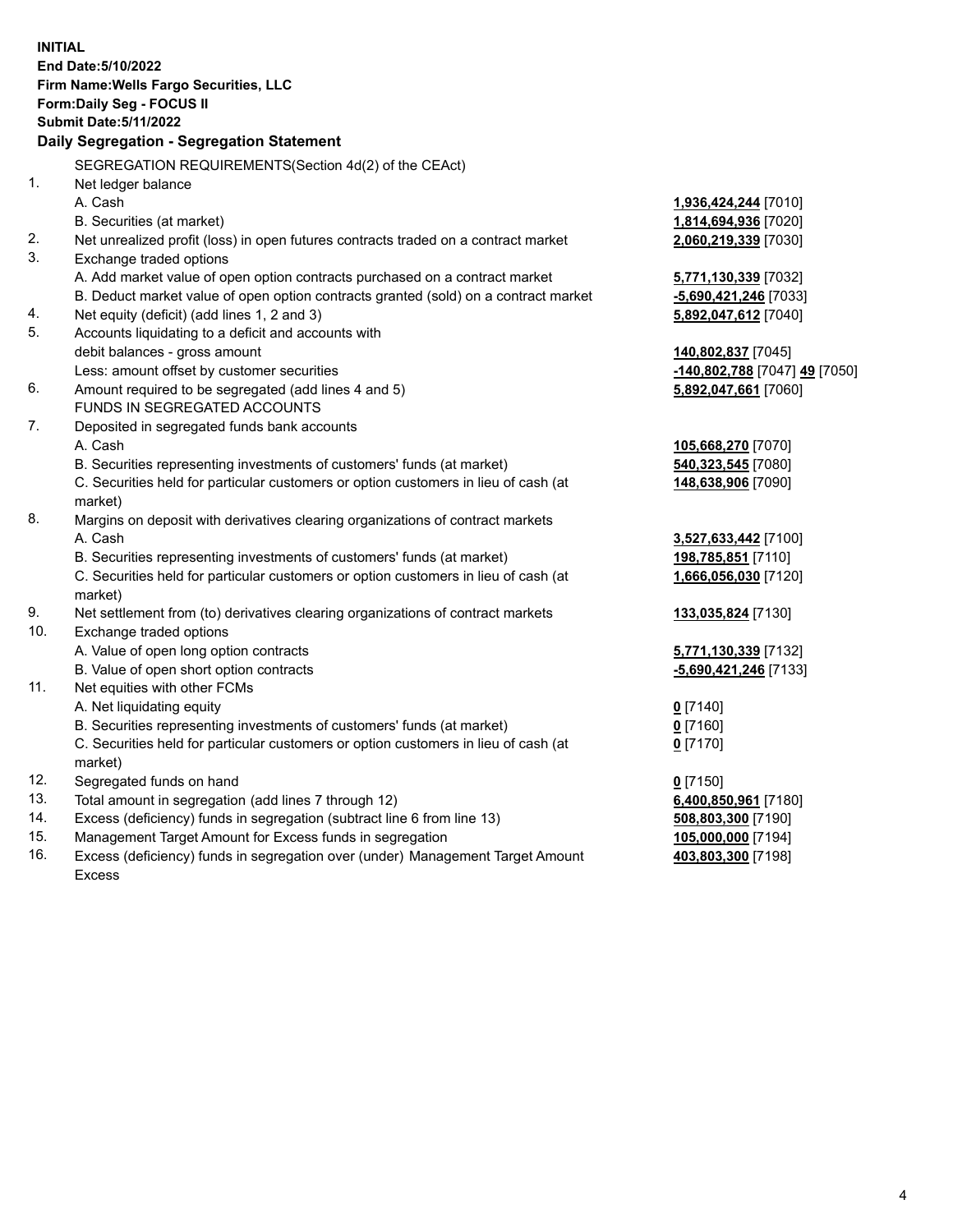**INITIAL**
**End Date:5/10/2022**
**Firm Name:Wells Fargo Securities, LLC**
**Form:Daily Seg - FOCUS II**
**Submit Date:5/11/2022**

### Daily Segregation - Segregation Statement

SEGREGATION REQUIREMENTS(Section 4d(2) of the CEAct)

| | | |
|---|---|---|
| 1. | Net ledger balance | |
| | A. Cash | **1,936,424,244** [7010] |
| | B. Securities (at market) | **1,814,694,936** [7020] |
| 2. | Net unrealized profit (loss) in open futures contracts traded on a contract market | **2,060,219,339** [7030] |
| 3. | Exchange traded options | |
| | A. Add market value of open option contracts purchased on a contract market | **5,771,130,339** [7032] |
| | B. Deduct market value of open option contracts granted (sold) on a contract market | **-5,690,421,246** [7033] |
| 4. | Net equity (deficit) (add lines 1, 2 and 3) | **5,892,047,612** [7040] |
| 5. | Accounts liquidating to a deficit and accounts with | |
| | debit balances - gross amount | **140,802,837** [7045] |
| | Less: amount offset by customer securities | **-140,802,788** [7047] **49** [7050] |
| 6. | Amount required to be segregated (add lines 4 and 5) | **5,892,047,661** [7060] |
| | FUNDS IN SEGREGATED ACCOUNTS | |
| 7. | Deposited in segregated funds bank accounts | |
| | A. Cash | **105,668,270** [7070] |
| | B. Securities representing investments of customers' funds (at market) | **540,323,545** [7080] |
| | C. Securities held for particular customers or option customers in lieu of cash (at market) | **148,638,906** [7090] |
| 8. | Margins on deposit with derivatives clearing organizations of contract markets | |
| | A. Cash | **3,527,633,442** [7100] |
| | B. Securities representing investments of customers' funds (at market) | **198,785,851** [7110] |
| | C. Securities held for particular customers or option customers in lieu of cash (at market) | **1,666,056,030** [7120] |
| 9. | Net settlement from (to) derivatives clearing organizations of contract markets | **133,035,824** [7130] |
| 10. | Exchange traded options | |
| | A. Value of open long option contracts | **5,771,130,339** [7132] |
| | B. Value of open short option contracts | **-5,690,421,246** [7133] |
| 11. | Net equities with other FCMs | |
| | A. Net liquidating equity | **0** [7140] |
| | B. Securities representing investments of customers' funds (at market) | **0** [7160] |
| | C. Securities held for particular customers or option customers in lieu of cash (at market) | **0** [7170] |
| 12. | Segregated funds on hand | **0** [7150] |
| 13. | Total amount in segregation (add lines 7 through 12) | **6,400,850,961** [7180] |
| 14. | Excess (deficiency) funds in segregation (subtract line 6 from line 13) | **508,803,300** [7190] |
| 15. | Management Target Amount for Excess funds in segregation | **105,000,000** [7194] |
| 16. | Excess (deficiency) funds in segregation over (under) Management Target Amount Excess | **403,803,300** [7198] |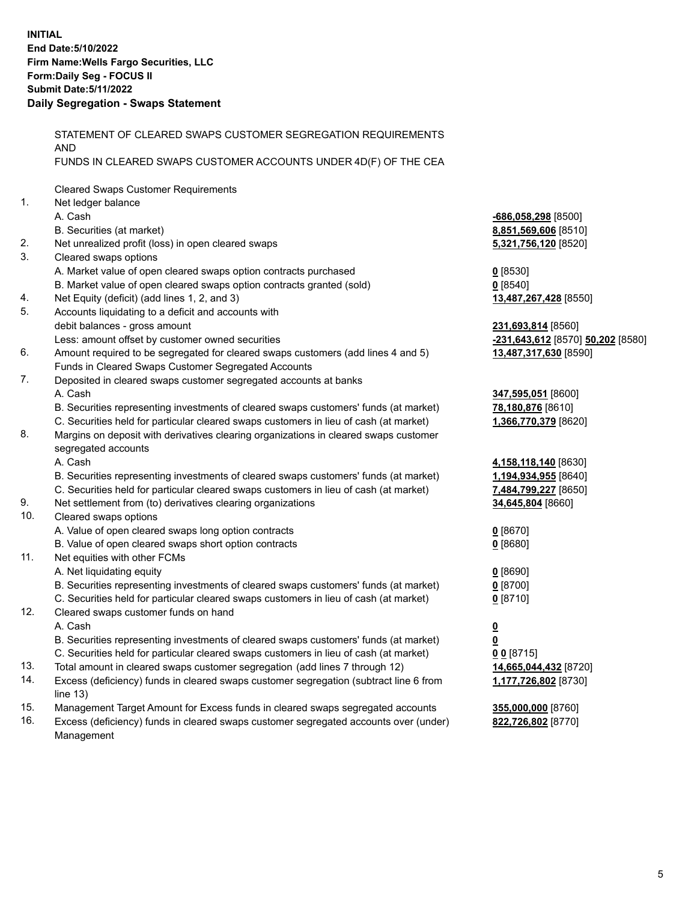**INITIAL**
**End Date:5/10/2022**
**Firm Name:Wells Fargo Securities, LLC**
**Form:Daily Seg - FOCUS II**
**Submit Date:5/11/2022**
**Daily Segregation - Swaps Statement**

STATEMENT OF CLEARED SWAPS CUSTOMER SEGREGATION REQUIREMENTS AND
FUNDS IN CLEARED SWAPS CUSTOMER ACCOUNTS UNDER 4D(F) OF THE CEA

| | | |
|---|---|---|
| | Cleared Swaps Customer Requirements | |
| 1. | Net ledger balance | |
| | A. Cash | **-686,058,298** [8500] |
| | B. Securities (at market) | **8,851,569,606** [8510] |
| 2. | Net unrealized profit (loss) in open cleared swaps | **5,321,756,120** [8520] |
| 3. | Cleared swaps options | |
| | A. Market value of open cleared swaps option contracts purchased | **0** [8530] |
| | B. Market value of open cleared swaps option contracts granted (sold) | **0** [8540] |
| 4. | Net Equity (deficit) (add lines 1, 2, and 3) | **13,487,267,428** [8550] |
| 5. | Accounts liquidating to a deficit and accounts with debit balances - gross amount | **231,693,814** [8560] |
| | Less: amount offset by customer owned securities | **-231,643,612** [8570] **50,202** [8580] |
| 6. | Amount required to be segregated for cleared swaps customers (add lines 4 and 5) | **13,487,317,630** [8590] |
| | Funds in Cleared Swaps Customer Segregated Accounts | |
| 7. | Deposited in cleared swaps customer segregated accounts at banks | |
| | A. Cash | **347,595,051** [8600] |
| | B. Securities representing investments of cleared swaps customers' funds (at market) | **78,180,876** [8610] |
| | C. Securities held for particular cleared swaps customers in lieu of cash (at market) | **1,366,770,379** [8620] |
| 8. | Margins on deposit with derivatives clearing organizations in cleared swaps customer segregated accounts | |
| | A. Cash | **4,158,118,140** [8630] |
| | B. Securities representing investments of cleared swaps customers' funds (at market) | **1,194,934,955** [8640] |
| | C. Securities held for particular cleared swaps customers in lieu of cash (at market) | **7,484,799,227** [8650] |
| 9. | Net settlement from (to) derivatives clearing organizations | **34,645,804** [8660] |
| 10. | Cleared swaps options | |
| | A. Value of open cleared swaps long option contracts | **0** [8670] |
| | B. Value of open cleared swaps short option contracts | **0** [8680] |
| 11. | Net equities with other FCMs | |
| | A. Net liquidating equity | **0** [8690] |
| | B. Securities representing investments of cleared swaps customers' funds (at market) | **0** [8700] |
| | C. Securities held for particular cleared swaps customers in lieu of cash (at market) | **0** [8710] |
| 12. | Cleared swaps customer funds on hand | |
| | A. Cash | **0** |
| | B. Securities representing investments of cleared swaps customers' funds (at market) | **0** |
| | C. Securities held for particular cleared swaps customers in lieu of cash (at market) | **0** **0** [8715] |
| 13. | Total amount in cleared swaps customer segregation (add lines 7 through 12) | **14,665,044,432** [8720] |
| 14. | Excess (deficiency) funds in cleared swaps customer segregation (subtract line 6 from line 13) | **1,177,726,802** [8730] |
| 15. | Management Target Amount for Excess funds in cleared swaps segregated accounts | **355,000,000** [8760] |
| 16. | Excess (deficiency) funds in cleared swaps customer segregated accounts over (under) Management | **822,726,802** [8770] |